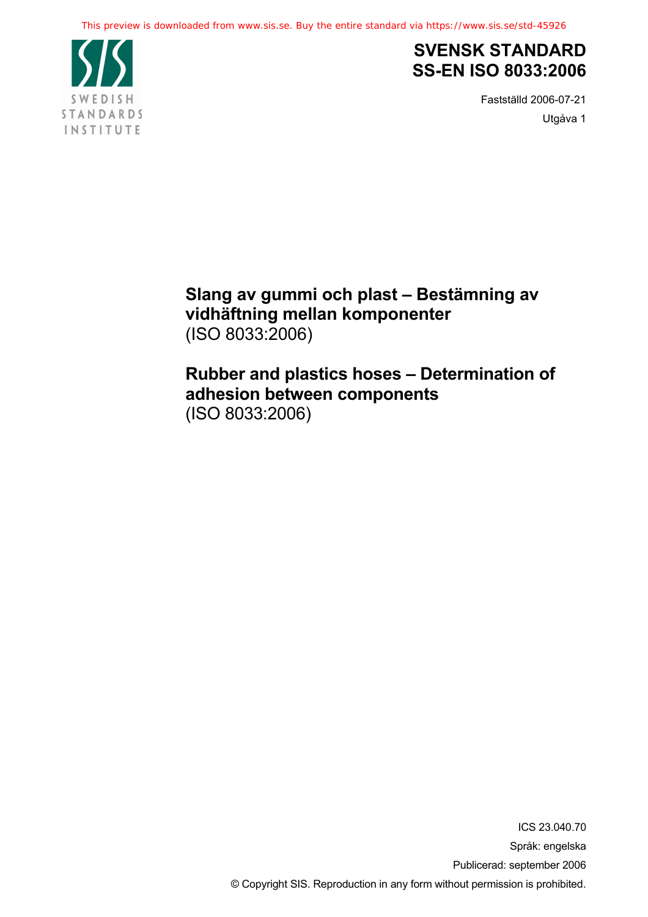# SVENSK STANDARD
# SS-EN ISO 8033:2006

Fastställd 2006-07-21

Utgåva 1

## Slang av gummi och plast – Bestämning av vidhäftning mellan komponenter
(ISO 8033:2006)

## Rubber and plastics hoses – Determination of adhesion between components
(ISO 8033:2006)

ICS 23.040.70

Språk: engelska

Publicerad: september 2006

© Copyright SIS. Reproduction in any form without permission is prohibited.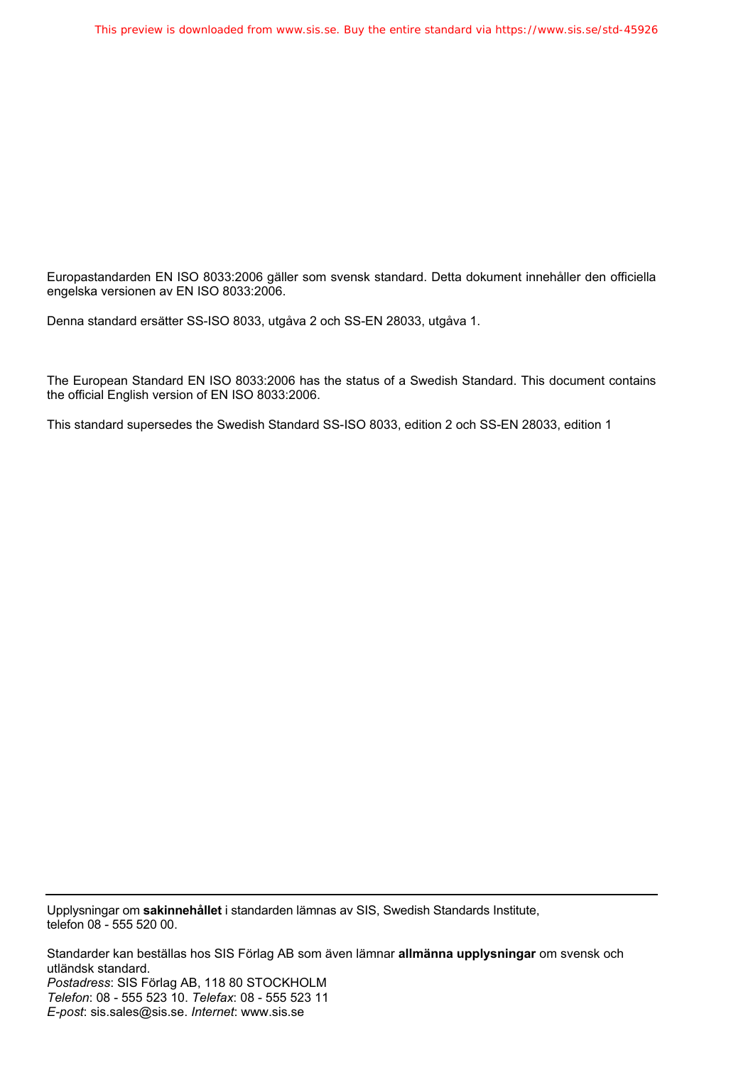Europastandarden EN ISO 8033:2006 gäller som svensk standard. Detta dokument innehåller den officiella engelska versionen av EN ISO 8033:2006.

Denna standard ersätter SS-ISO 8033, utgåva 2 och SS-EN 28033, utgåva 1.

The European Standard EN ISO 8033:2006 has the status of a Swedish Standard. This document contains the official English version of EN ISO 8033:2006.

This standard supersedes the Swedish Standard SS-ISO 8033, edition 2 och SS-EN 28033, edition 1

---

Upplysningar om **sakinnehållet** i standarden lämnas av SIS, Swedish Standards Institute, telefon 08 - 555 520 00.

Standarder kan beställas hos SIS Förlag AB som även lämnar **allmänna upplysningar** om svensk och utländsk standard.
*Postadress*: SIS Förlag AB, 118 80 STOCKHOLM
*Telefon*: 08 - 555 523 10. *Telefax*: 08 - 555 523 11
*E-post*: sis.sales@sis.se. *Internet*: www.sis.se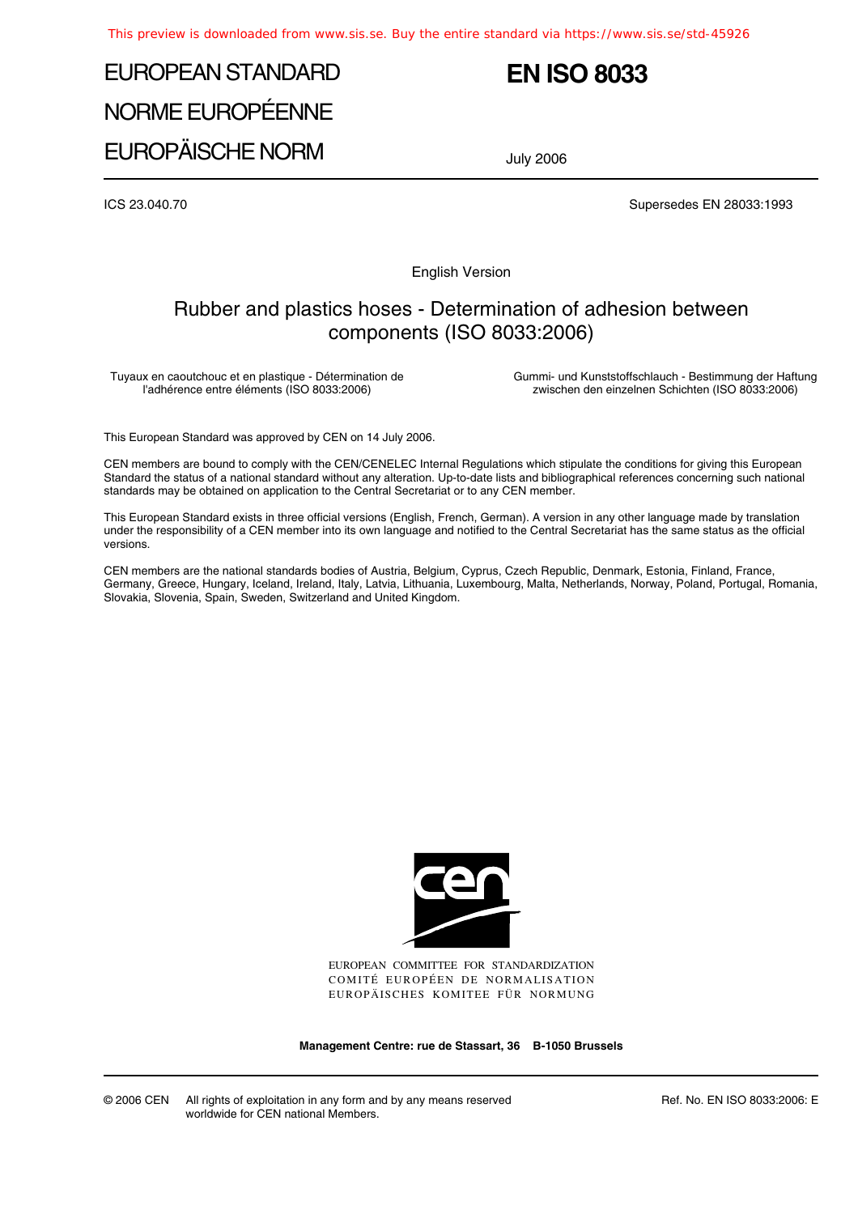# EUROPEAN STANDARD

# NORME EUROPÉENNE

# EUROPÄISCHE NORM

# EN ISO 8033

July 2006

ICS 23.040.70

Supersedes EN 28033:1993

English Version

## Rubber and plastics hoses - Determination of adhesion between components (ISO 8033:2006)

Tuyaux en caoutchouc et en plastique - Détermination de l'adhérence entre éléments (ISO 8033:2006)

Gummi- und Kunststoffschlauch - Bestimmung der Haftung zwischen den einzelnen Schichten (ISO 8033:2006)

This European Standard was approved by CEN on 14 July 2006.

CEN members are bound to comply with the CEN/CENELEC Internal Regulations which stipulate the conditions for giving this European Standard the status of a national standard without any alteration. Up-to-date lists and bibliographical references concerning such national standards may be obtained on application to the Central Secretariat or to any CEN member.

This European Standard exists in three official versions (English, French, German). A version in any other language made by translation under the responsibility of a CEN member into its own language and notified to the Central Secretariat has the same status as the official versions.

CEN members are the national standards bodies of Austria, Belgium, Cyprus, Czech Republic, Denmark, Estonia, Finland, France, Germany, Greece, Hungary, Iceland, Ireland, Italy, Latvia, Lithuania, Luxembourg, Malta, Netherlands, Norway, Poland, Portugal, Romania, Slovakia, Slovenia, Spain, Sweden, Switzerland and United Kingdom.

EUROPEAN COMMITTEE FOR STANDARDIZATION
COMITÉ EUROPÉEN DE NORMALISATION
EUROPÄISCHES KOMITEE FÜR NORMUNG

**Management Centre: rue de Stassart, 36 B-1050 Brussels**

© 2006 CEN All rights of exploitation in any form and by any means reserved worldwide for CEN national Members.

Ref. No. EN ISO 8033:2006: E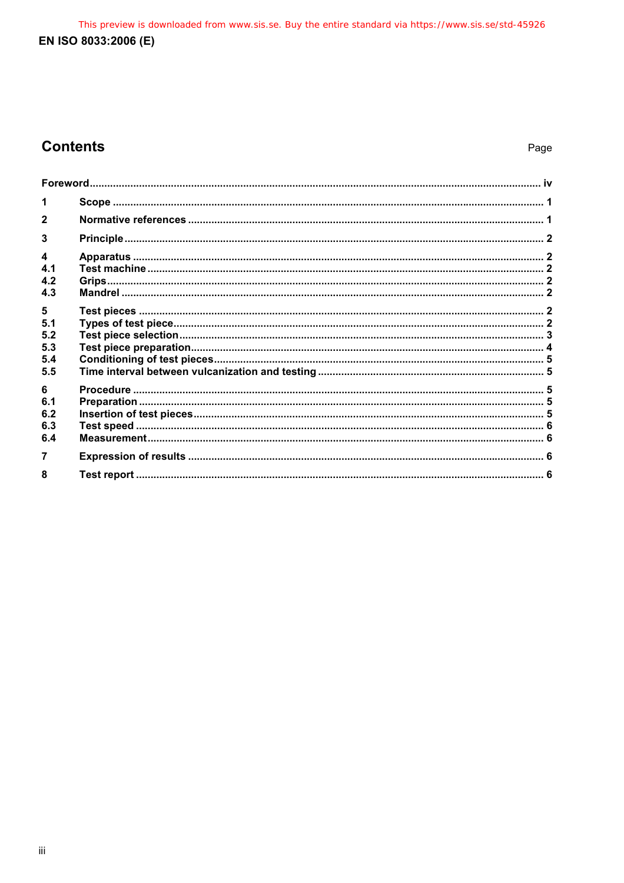# Contents

Page

Foreword ........................................................................................................................................................ iv

1 Scope .................................................................................................................................................. 1

2 Normative references ........................................................................................................................ 1

3 Principle ............................................................................................................................................. 2

4 Apparatus ........................................................................................................................................... 2
4.1 Test machine ...................................................................................................................................... 2
4.2 Grips.................................................................................................................................................... 2
4.3 Mandrel .............................................................................................................................................. 2

5 Test pieces ........................................................................................................................................ 2
5.1 Types of test piece............................................................................................................................ 2
5.2 Test piece selection........................................................................................................................... 3
5.3 Test piece preparation....................................................................................................................... 4
5.4 Conditioning of test pieces............................................................................................................... 5
5.5 Time interval between vulcanization and testing ............................................................................ 5

6 Procedure .......................................................................................................................................... 5
6.1 Preparation ........................................................................................................................................ 5
6.2 Insertion of test pieces...................................................................................................................... 5
6.3 Test speed .......................................................................................................................................... 6
6.4 Measurement...................................................................................................................................... 6

7 Expression of results ........................................................................................................................ 6

8 Test report .......................................................................................................................................... 6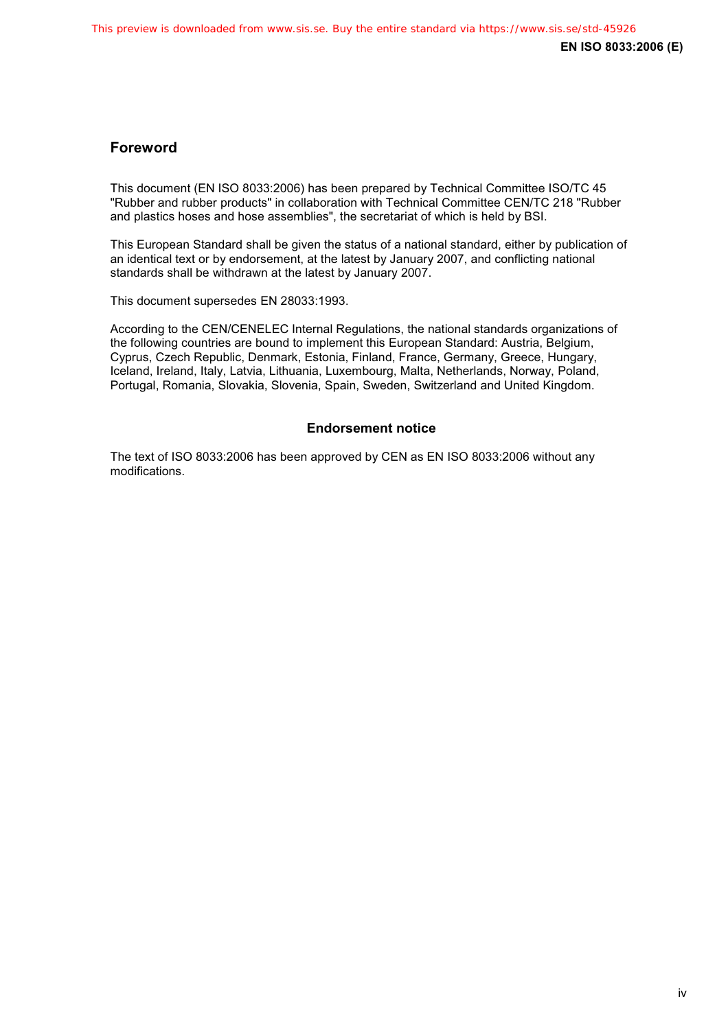## Foreword

This document (EN ISO 8033:2006) has been prepared by Technical Committee ISO/TC 45 "Rubber and rubber products" in collaboration with Technical Committee CEN/TC 218 "Rubber and plastics hoses and hose assemblies", the secretariat of which is held by BSI.

This European Standard shall be given the status of a national standard, either by publication of an identical text or by endorsement, at the latest by January 2007, and conflicting national standards shall be withdrawn at the latest by January 2007.

This document supersedes EN 28033:1993.

According to the CEN/CENELEC Internal Regulations, the national standards organizations of the following countries are bound to implement this European Standard: Austria, Belgium, Cyprus, Czech Republic, Denmark, Estonia, Finland, France, Germany, Greece, Hungary, Iceland, Ireland, Italy, Latvia, Lithuania, Luxembourg, Malta, Netherlands, Norway, Poland, Portugal, Romania, Slovakia, Slovenia, Spain, Sweden, Switzerland and United Kingdom.

### Endorsement notice

The text of ISO 8033:2006 has been approved by CEN as EN ISO 8033:2006 without any modifications.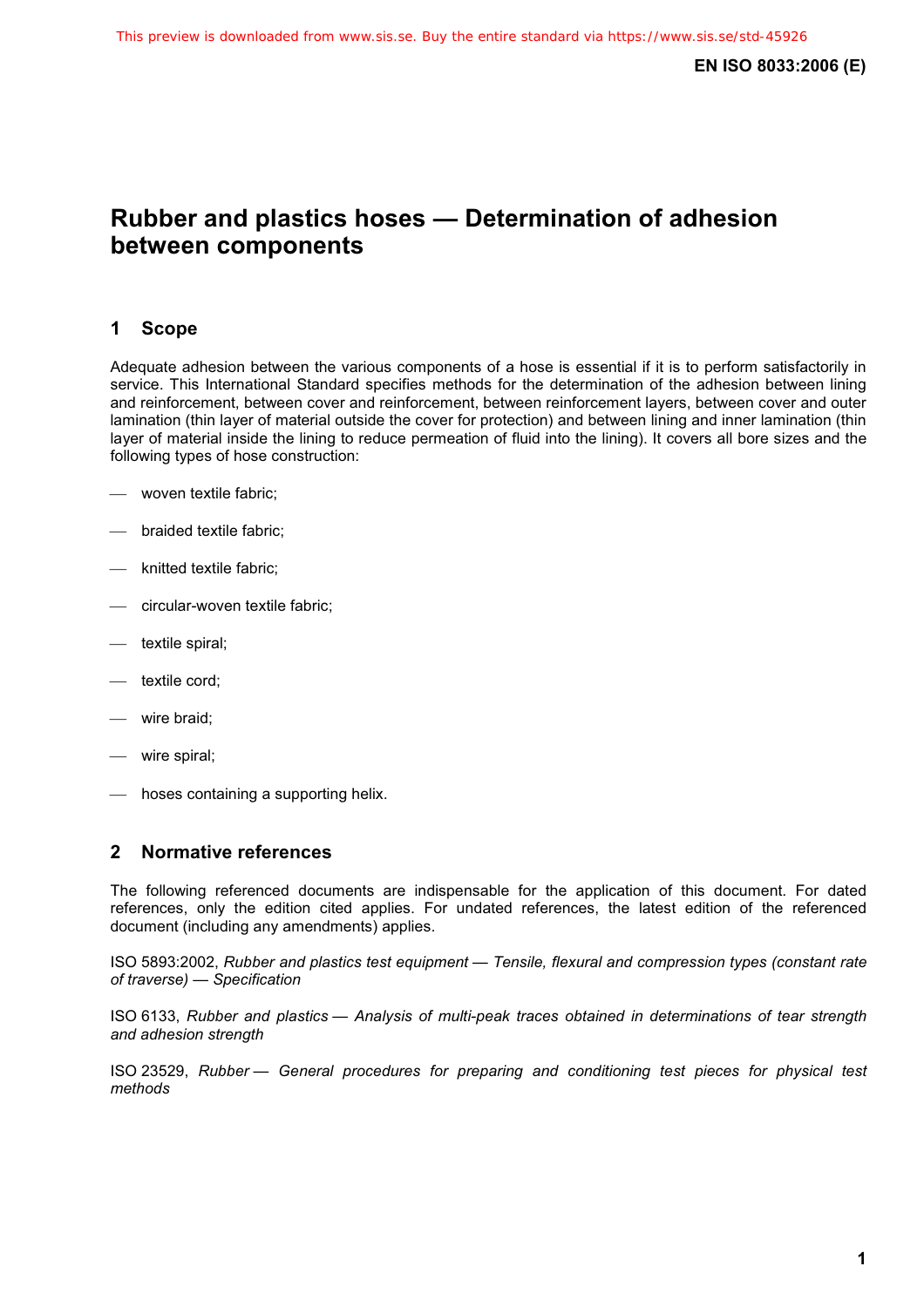# Rubber and plastics hoses — Determination of adhesion between components

## 1 Scope

Adequate adhesion between the various components of a hose is essential if it is to perform satisfactorily in service. This International Standard specifies methods for the determination of the adhesion between lining and reinforcement, between cover and reinforcement, between reinforcement layers, between cover and outer lamination (thin layer of material outside the cover for protection) and between lining and inner lamination (thin layer of material inside the lining to reduce permeation of fluid into the lining). It covers all bore sizes and the following types of hose construction:

- woven textile fabric;
- braided textile fabric;
- knitted textile fabric;
- circular-woven textile fabric;
- textile spiral;
- textile cord;
- wire braid;
- wire spiral;
- hoses containing a supporting helix.

## 2 Normative references

The following referenced documents are indispensable for the application of this document. For dated references, only the edition cited applies. For undated references, the latest edition of the referenced document (including any amendments) applies.

ISO 5893:2002, *Rubber and plastics test equipment — Tensile, flexural and compression types (constant rate of traverse) — Specification*

ISO 6133, *Rubber and plastics — Analysis of multi-peak traces obtained in determinations of tear strength and adhesion strength*

ISO 23529, *Rubber — General procedures for preparing and conditioning test pieces for physical test methods*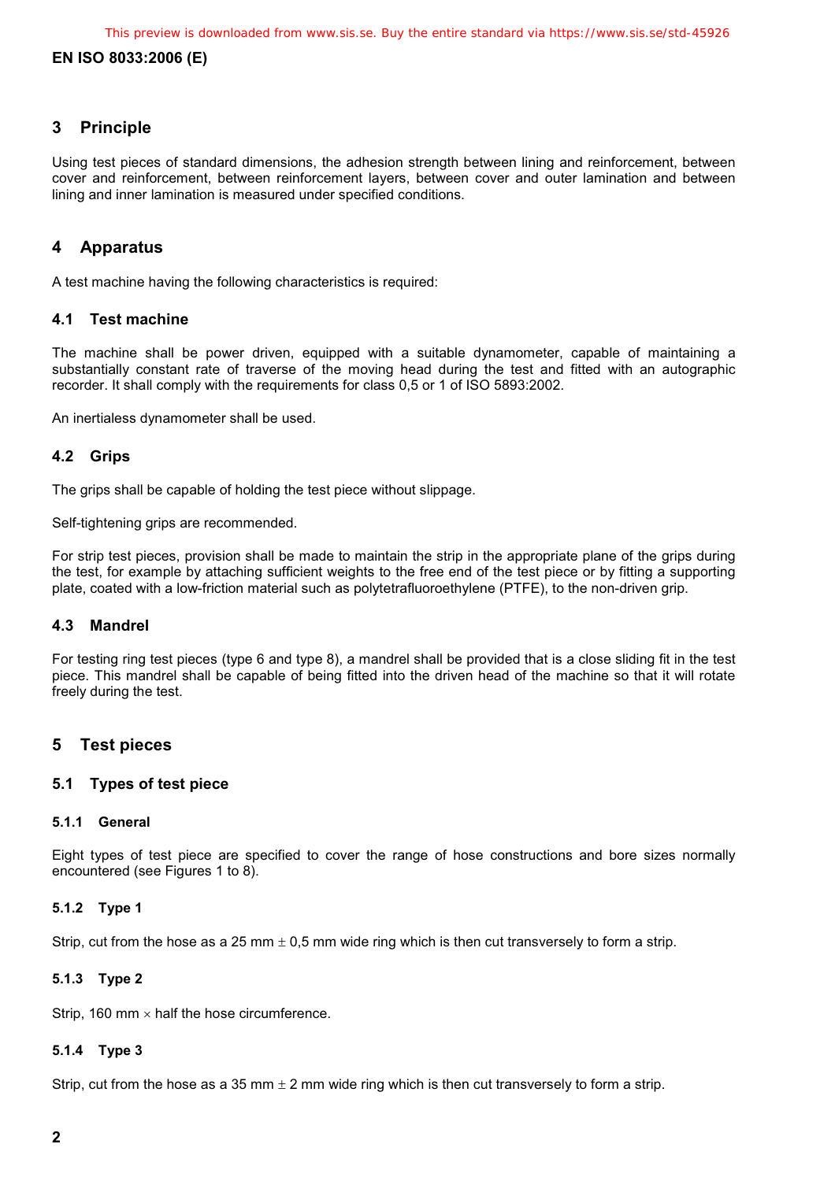## 3 Principle

Using test pieces of standard dimensions, the adhesion strength between lining and reinforcement, between cover and reinforcement, between reinforcement layers, between cover and outer lamination and between lining and inner lamination is measured under specified conditions.

## 4 Apparatus

A test machine having the following characteristics is required:

### 4.1 Test machine

The machine shall be power driven, equipped with a suitable dynamometer, capable of maintaining a substantially constant rate of traverse of the moving head during the test and fitted with an autographic recorder. It shall comply with the requirements for class 0,5 or 1 of ISO 5893:2002.

An inertialess dynamometer shall be used.

### 4.2 Grips

The grips shall be capable of holding the test piece without slippage.

Self-tightening grips are recommended.

For strip test pieces, provision shall be made to maintain the strip in the appropriate plane of the grips during the test, for example by attaching sufficient weights to the free end of the test piece or by fitting a supporting plate, coated with a low-friction material such as polytetrafluoroethylene (PTFE), to the non-driven grip.

### 4.3 Mandrel

For testing ring test pieces (type 6 and type 8), a mandrel shall be provided that is a close sliding fit in the test piece. This mandrel shall be capable of being fitted into the driven head of the machine so that it will rotate freely during the test.

## 5 Test pieces

### 5.1 Types of test piece

#### 5.1.1 General

Eight types of test piece are specified to cover the range of hose constructions and bore sizes normally encountered (see Figures 1 to 8).

#### 5.1.2 Type 1

Strip, cut from the hose as a 25 mm ± 0,5 mm wide ring which is then cut transversely to form a strip.

#### 5.1.3 Type 2

Strip, 160 mm × half the hose circumference.

#### 5.1.4 Type 3

Strip, cut from the hose as a 35 mm ± 2 mm wide ring which is then cut transversely to form a strip.